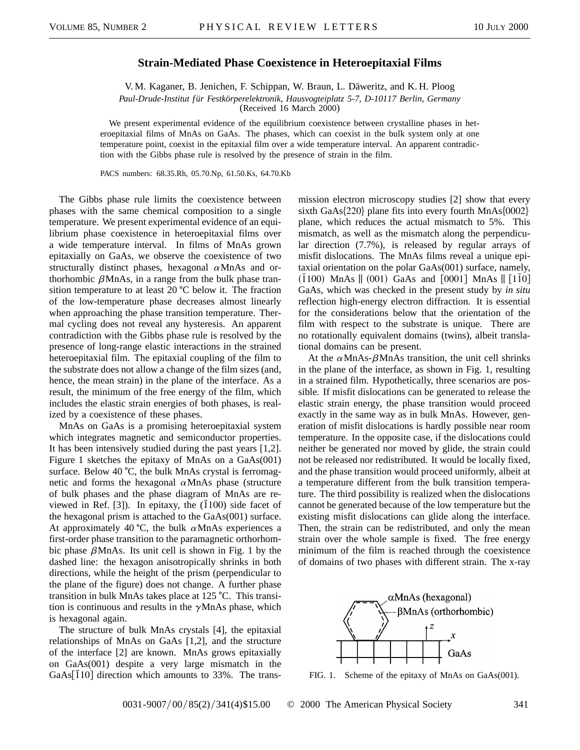# Strain-Mediated Phase Coexistence in Heteroepitaxial Films

V. M. Kaganer, B. Jenichen, F. Schippan, W. Braun, L. Däweritz, and K. H. Ploog

*Paul-Drude-Institut für Festkörperelektronik, Hausvogteiplatz 5-7, D-10117 Berlin, Germany*

(Received 16 March 2000)

We present experimental evidence of the equilibrium coexistence between crystalline phases in heteroepitaxial films of MnAs on GaAs. The phases, which can coexist in the bulk system only at one temperature point, coexist in the epitaxial film over a wide temperature interval. An apparent contradiction with the Gibbs phase rule is resolved by the presence of strain in the film.

PACS numbers: 68.35.Rh, 05.70.Np, 61.50.Ks, 64.70.Kb

The Gibbs phase rule limits the coexistence between phases with the same chemical composition to a single temperature. We present experimental evidence of an equilibrium phase coexistence in heteroepitaxial films over a wide temperature interval. In films of MnAs grown epitaxially on GaAs, we observe the coexistence of two structurally distinct phases, hexagonal $\alpha$MnAs and orthorhombic $\beta$MnAs, in a range from the bulk phase transition temperature to at least 20 °C below it. The fraction of the low-temperature phase decreases almost linearly when approaching the phase transition temperature. Thermal cycling does not reveal any hysteresis. An apparent contradiction with the Gibbs phase rule is resolved by the presence of long-range elastic interactions in the strained heteroepitaxial film. The epitaxial coupling of the film to the substrate does not allow a change of the film sizes (and, hence, the mean strain) in the plane of the interface. As a result, the minimum of the free energy of the film, which includes the elastic strain energies of both phases, is realized by a coexistence of these phases.

MnAs on GaAs is a promising heteroepitaxial system which integrates magnetic and semiconductor properties. It has been intensively studied during the past years [1,2]. Figure 1 sketches the epitaxy of MnAs on a GaAs(001) surface. Below 40 °C, the bulk MnAs crystal is ferromagnetic and forms the hexagonal $\alpha$MnAs phase (structure of bulk phases and the phase diagram of MnAs are reviewed in Ref. [3]). In epitaxy, the $(\bar{1}100)$ side facet of the hexagonal prism is attached to the GaAs(001) surface. At approximately 40 °C, the bulk $\alpha$MnAs experiences a first-order phase transition to the paramagnetic orthorhombic phase $\beta$MnAs. Its unit cell is shown in Fig. 1 by the dashed line: the hexagon anisotropically shrinks in both directions, while the height of the prism (perpendicular to the plane of the figure) does not change. A further phase transition in bulk MnAs takes place at 125 °C. This transition is continuous and results in the $\gamma$MnAs phase, which is hexagonal again.

The structure of bulk MnAs crystals [4], the epitaxial relationships of MnAs on GaAs [1,2], and the structure of the interface [2] are known. MnAs grows epitaxially on GaAs(001) despite a very large mismatch in the GaAs$[\bar{1}10]$ direction which amounts to 33%. The transmission electron microscopy studies [2] show that every sixth GaAs{220} plane fits into every fourth MnAs{0002} plane, which reduces the actual mismatch to 5%. This mismatch, as well as the mismatch along the perpendicular direction (7.7%), is released by regular arrays of misfit dislocations. The MnAs films reveal a unique epitaxial orientation on the polar GaAs(001) surface, namely, $(\bar{1}100)$ MnAs ∥ (001) GaAs and [0001] MnAs ∥ $[1\bar{1}0]$ GaAs, which was checked in the present study by *in situ* reflection high-energy electron diffraction. It is essential for the considerations below that the orientation of the film with respect to the substrate is unique. There are no rotationally equivalent domains (twins), albeit translational domains can be present.

At the $\alpha$MnAs-$\beta$MnAs transition, the unit cell shrinks in the plane of the interface, as shown in Fig. 1, resulting in a strained film. Hypothetically, three scenarios are possible. If misfit dislocations can be generated to release the elastic strain energy, the phase transition would proceed exactly in the same way as in bulk MnAs. However, generation of misfit dislocations is hardly possible near room temperature. In the opposite case, if the dislocations could neither be generated nor moved by glide, the strain could not be released nor redistributed. It would be locally fixed, and the phase transition would proceed uniformly, albeit at a temperature different from the bulk transition temperature. The third possibility is realized when the dislocations cannot be generated because of the low temperature but the existing misfit dislocations can glide along the interface. Then, the strain can be redistributed, and only the mean strain over the whole sample is fixed. The free energy minimum of the film is reached through the coexistence of domains of two phases with different strain. The x-ray

FIG. 1. Scheme of the epitaxy of MnAs on GaAs(001).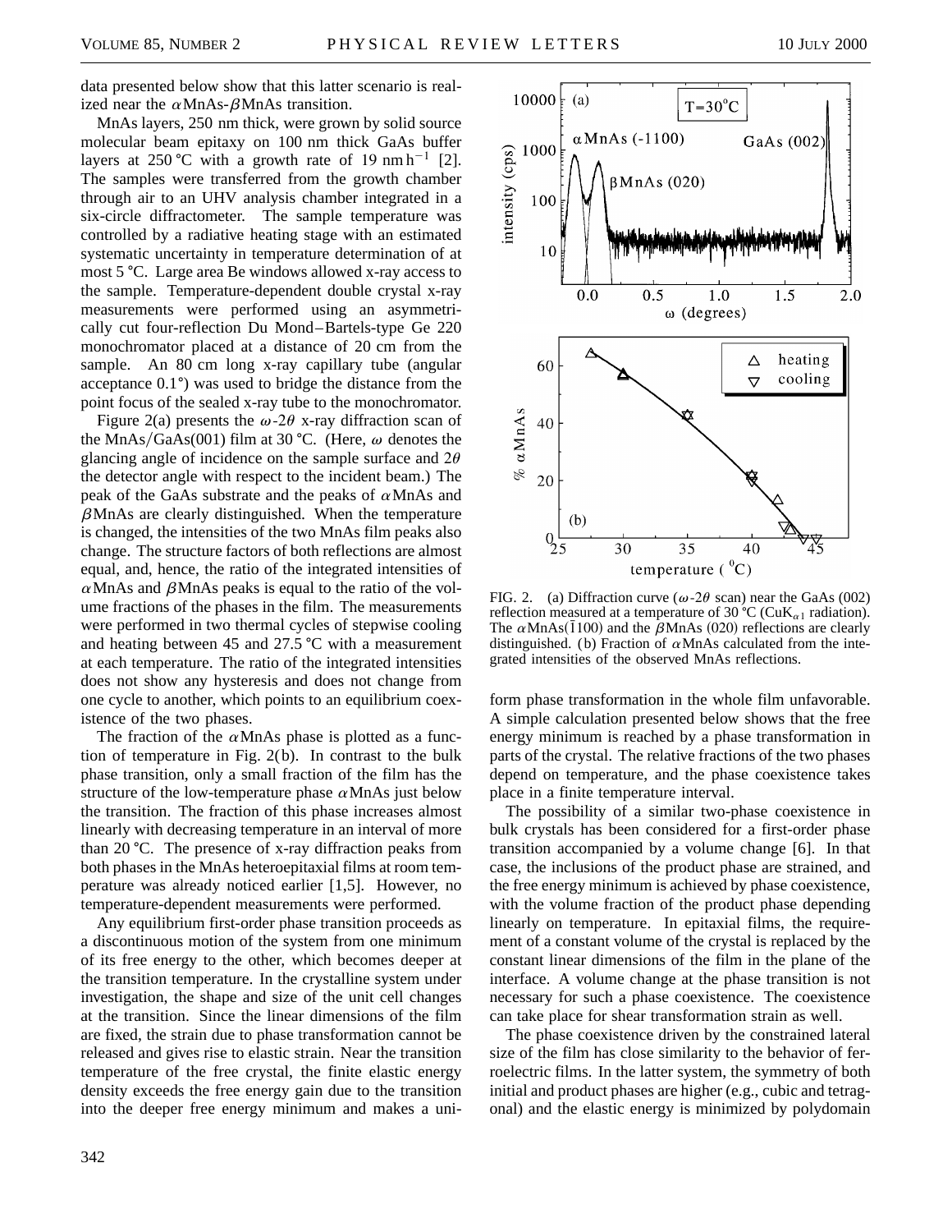data presented below show that this latter scenario is realized near the $\alpha$MnAs-$\beta$MnAs transition.

MnAs layers, 250 nm thick, were grown by solid source molecular beam epitaxy on 100 nm thick GaAs buffer layers at 250 °C with a growth rate of 19 nm h$^{-1}$ [2]. The samples were transferred from the growth chamber through air to an UHV analysis chamber integrated in a six-circle diffractometer. The sample temperature was controlled by a radiative heating stage with an estimated systematic uncertainty in temperature determination of at most 5 °C. Large area Be windows allowed x-ray access to the sample. Temperature-dependent double crystal x-ray measurements were performed using an asymmetrically cut four-reflection Du Mond–Bartels-type Ge 220 monochromator placed at a distance of 20 cm from the sample. An 80 cm long x-ray capillary tube (angular acceptance 0.1°) was used to bridge the distance from the point focus of the sealed x-ray tube to the monochromator.

Figure 2(a) presents the $\omega$-$2\theta$ x-ray diffraction scan of the MnAs/GaAs(001) film at 30 °C. (Here, $\omega$ denotes the glancing angle of incidence on the sample surface and $2\theta$ the detector angle with respect to the incident beam.) The peak of the GaAs substrate and the peaks of $\alpha$MnAs and $\beta$MnAs are clearly distinguished. When the temperature is changed, the intensities of the two MnAs film peaks also change. The structure factors of both reflections are almost equal, and, hence, the ratio of the integrated intensities of $\alpha$MnAs and $\beta$MnAs peaks is equal to the ratio of the volume fractions of the phases in the film. The measurements were performed in two thermal cycles of stepwise cooling and heating between 45 and 27.5 °C with a measurement at each temperature. The ratio of the integrated intensities does not show any hysteresis and does not change from one cycle to another, which points to an equilibrium coexistence of the two phases.

The fraction of the $\alpha$MnAs phase is plotted as a function of temperature in Fig. 2(b). In contrast to the bulk phase transition, only a small fraction of the film has the structure of the low-temperature phase $\alpha$MnAs just below the transition. The fraction of this phase increases almost linearly with decreasing temperature in an interval of more than 20 °C. The presence of x-ray diffraction peaks from both phases in the MnAs heteroepitaxial films at room temperature was already noticed earlier [1,5]. However, no temperature-dependent measurements were performed.

Any equilibrium first-order phase transition proceeds as a discontinuous motion of the system from one minimum of its free energy to the other, which becomes deeper at the transition temperature. In the crystalline system under investigation, the shape and size of the unit cell changes at the transition. Since the linear dimensions of the film are fixed, the strain due to phase transformation cannot be released and gives rise to elastic strain. Near the transition temperature of the free crystal, the finite elastic energy density exceeds the free energy gain due to the transition into the deeper free energy minimum and makes a uniform phase transformation in the whole film unfavorable. A simple calculation presented below shows that the free energy minimum is reached by a phase transformation in parts of the crystal. The relative fractions of the two phases depend on temperature, and the phase coexistence takes place in a finite temperature interval.

FIG. 2. (a) Diffraction curve ($\omega$-$2\theta$ scan) near the GaAs (002) reflection measured at a temperature of 30 °C (Cu$K_{\alpha 1}$ radiation). The $\alpha$MnAs($\bar{1}$100) and the $\beta$MnAs (020) reflections are clearly distinguished. (b) Fraction of $\alpha$MnAs calculated from the integrated intensities of the observed MnAs reflections.

The possibility of a similar two-phase coexistence in bulk crystals has been considered for a first-order phase transition accompanied by a volume change [6]. In that case, the inclusions of the product phase are strained, and the free energy minimum is achieved by phase coexistence, with the volume fraction of the product phase depending linearly on temperature. In epitaxial films, the requirement of a constant volume of the crystal is replaced by the constant linear dimensions of the film in the plane of the interface. A volume change at the phase transition is not necessary for such a phase coexistence. The coexistence can take place for shear transformation strain as well.

The phase coexistence driven by the constrained lateral size of the film has close similarity to the behavior of ferroelectric films. In the latter system, the symmetry of both initial and product phases are higher (e.g., cubic and tetragonal) and the elastic energy is minimized by polydomain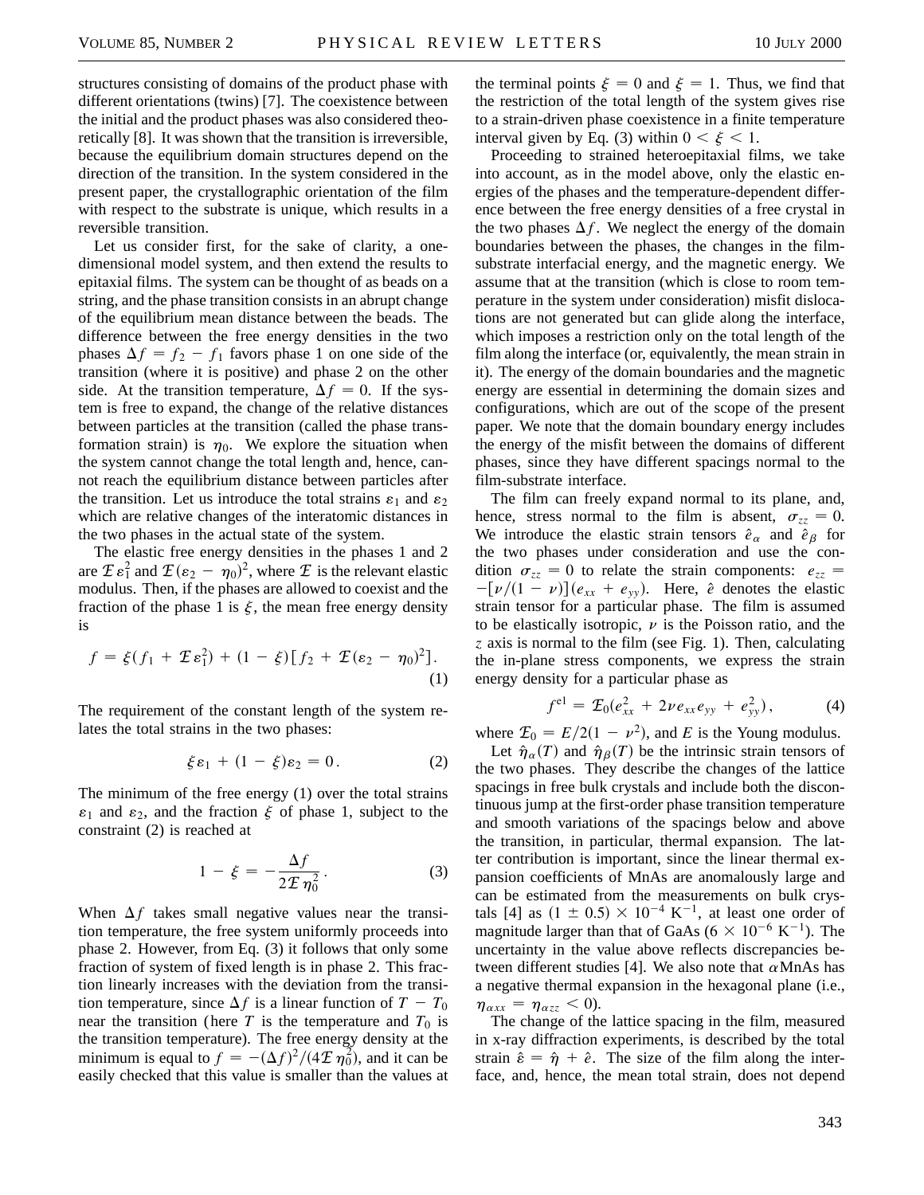structures consisting of domains of the product phase with different orientations (twins) [7]. The coexistence between the initial and the product phases was also considered theoretically [8]. It was shown that the transition is irreversible, because the equilibrium domain structures depend on the direction of the transition. In the system considered in the present paper, the crystallographic orientation of the film with respect to the substrate is unique, which results in a reversible transition.

Let us consider first, for the sake of clarity, a one-dimensional model system, and then extend the results to epitaxial films. The system can be thought of as beads on a string, and the phase transition consists in an abrupt change of the equilibrium mean distance between the beads. The difference between the free energy densities in the two phases $\Delta f = f_2 - f_1$ favors phase 1 on one side of the transition (where it is positive) and phase 2 on the other side. At the transition temperature, $\Delta f = 0$. If the system is free to expand, the change of the relative distances between particles at the transition (called the phase transformation strain) is $\eta_0$. We explore the situation when the system cannot change the total length and, hence, cannot reach the equilibrium distance between particles after the transition. Let us introduce the total strains $\varepsilon_1$ and $\varepsilon_2$ which are relative changes of the interatomic distances in the two phases in the actual state of the system.

The elastic free energy densities in the phases 1 and 2 are $\mathcal{E}\varepsilon_1^2$ and $\mathcal{E}(\varepsilon_2 - \eta_0)^2$, where $\mathcal{E}$ is the relevant elastic modulus. Then, if the phases are allowed to coexist and the fraction of the phase 1 is $\xi$, the mean free energy density is

$$f = \xi(f_1 + \mathcal{E}\varepsilon_1^2) + (1 - \xi)[f_2 + \mathcal{E}(\varepsilon_2 - \eta_0)^2]. \tag{1}$$

The requirement of the constant length of the system relates the total strains in the two phases:

$$\xi\varepsilon_1 + (1 - \xi)\varepsilon_2 = 0. \tag{2}$$

The minimum of the free energy (1) over the total strains $\varepsilon_1$ and $\varepsilon_2$, and the fraction $\xi$ of phase 1, subject to the constraint (2) is reached at

$$1 - \xi = -\frac{\Delta f}{2\mathcal{E}\eta_0^2}. \tag{3}$$

When $\Delta f$ takes small negative values near the transition temperature, the free system uniformly proceeds into phase 2. However, from Eq. (3) it follows that only some fraction of system of fixed length is in phase 2. This fraction linearly increases with the deviation from the transition temperature, since $\Delta f$ is a linear function of $T - T_0$ near the transition (here $T$ is the temperature and $T_0$ is the transition temperature). The free energy density at the minimum is equal to $f = -(\Delta f)^2/(4\mathcal{E}\eta_0^2)$, and it can be easily checked that this value is smaller than the values at the terminal points $\xi = 0$ and $\xi = 1$. Thus, we find that the restriction of the total length of the system gives rise to a strain-driven phase coexistence in a finite temperature interval given by Eq. (3) within $0 < \xi < 1$.

Proceeding to strained heteroepitaxial films, we take into account, as in the model above, only the elastic energies of the phases and the temperature-dependent difference between the free energy densities of a free crystal in the two phases $\Delta f$. We neglect the energy of the domain boundaries between the phases, the changes in the film-substrate interfacial energy, and the magnetic energy. We assume that at the transition (which is close to room temperature in the system under consideration) misfit dislocations are not generated but can glide along the interface, which imposes a restriction only on the total length of the film along the interface (or, equivalently, the mean strain in it). The energy of the domain boundaries and the magnetic energy are essential in determining the domain sizes and configurations, which are out of the scope of the present paper. We note that the domain boundary energy includes the energy of the misfit between the domains of different phases, since they have different spacings normal to the film-substrate interface.

The film can freely expand normal to its plane, and, hence, stress normal to the film is absent, $\sigma_{zz} = 0$. We introduce the elastic strain tensors $\hat{e}_\alpha$ and $\hat{e}_\beta$ for the two phases under consideration and use the condition $\sigma_{zz} = 0$ to relate the strain components: $e_{zz} = -[\nu/(1 - \nu)](e_{xx} + e_{yy})$. Here, $\hat{e}$ denotes the elastic strain tensor for a particular phase. The film is assumed to be elastically isotropic, $\nu$ is the Poisson ratio, and the $z$ axis is normal to the film (see Fig. 1). Then, calculating the in-plane stress components, we express the strain energy density for a particular phase as

$$f^{\mathrm{el}} = \mathcal{E}_0(e_{xx}^2 + 2\nu e_{xx}e_{yy} + e_{yy}^2), \tag{4}$$

where $\mathcal{E}_0 = E/2(1 - \nu^2)$, and $E$ is the Young modulus.

Let $\hat{\eta}_\alpha(T)$ and $\hat{\eta}_\beta(T)$ be the intrinsic strain tensors of the two phases. They describe the changes of the lattice spacings in free bulk crystals and include both the discontinuous jump at the first-order phase transition temperature and smooth variations of the spacings below and above the transition, in particular, thermal expansion. The latter contribution is important, since the linear thermal expansion coefficients of MnAs are anomalously large and can be estimated from the measurements on bulk crystals [4] as $(1 \pm 0.5) \times 10^{-4}\ \mathrm{K}^{-1}$, at least one order of magnitude larger than that of GaAs ($6 \times 10^{-6}\ \mathrm{K}^{-1}$). The uncertainty in the value above reflects discrepancies between different studies [4]. We also note that $\alpha$MnAs has a negative thermal expansion in the hexagonal plane (i.e., $\eta_{\alpha xx} = \eta_{\alpha zz} < 0$).

The change of the lattice spacing in the film, measured in x-ray diffraction experiments, is described by the total strain $\hat{\varepsilon} = \hat{\eta} + \hat{e}$. The size of the film along the interface, and, hence, the mean total strain, does not depend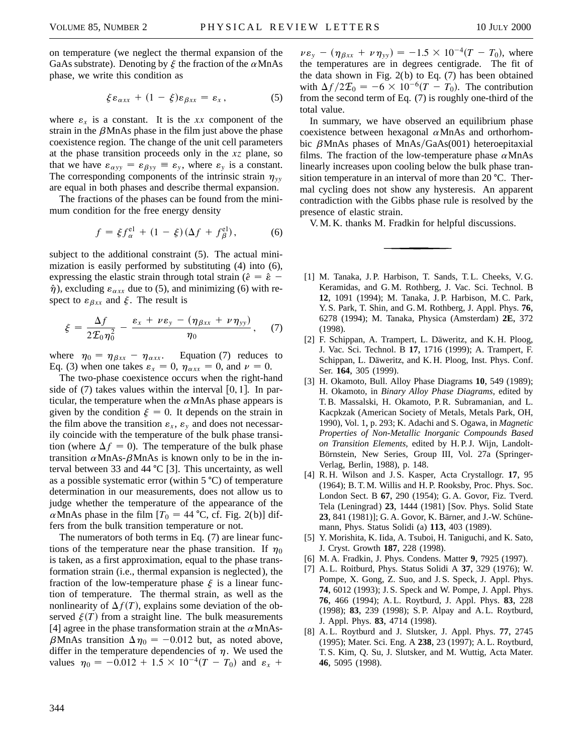on temperature (we neglect the thermal expansion of the GaAs substrate). Denoting by $\xi$ the fraction of the $\alpha$MnAs phase, we write this condition as

$$\xi \varepsilon_{\alpha xx} + (1 - \xi)\varepsilon_{\beta xx} = \varepsilon_x \,, \tag{5}$$

where $\varepsilon_x$ is a constant. It is the $xx$ component of the strain in the $\beta$MnAs phase in the film just above the phase coexistence region. The change of the unit cell parameters at the phase transition proceeds only in the $xz$ plane, so that we have $\varepsilon_{\alpha yy} = \varepsilon_{\beta yy} \equiv \varepsilon_y$, where $\varepsilon_y$ is a constant. The corresponding components of the intrinsic strain $\eta_{yy}$ are equal in both phases and describe thermal expansion.

The fractions of the phases can be found from the minimum condition for the free energy density

$$f = \xi f_\alpha^{\mathrm{el}} + (1 - \xi)(\Delta f + f_\beta^{\mathrm{el}}) \,, \tag{6}$$

subject to the additional constraint (5). The actual minimization is easily performed by substituting (4) into (6), expressing the elastic strain through total strain ($\hat{e} = \hat{\varepsilon} - \hat{\eta}$), excluding $\varepsilon_{\alpha xx}$ due to (5), and minimizing (6) with respect to $\varepsilon_{\beta xx}$ and $\xi$. The result is

$$\xi = \frac{\Delta f}{2\mathcal{E}_0 \eta_0^2} - \frac{\varepsilon_x + \nu \varepsilon_y - (\eta_{\beta xx} + \nu \eta_{yy})}{\eta_0} \,, \tag{7}$$

where $\eta_0 = \eta_{\beta xx} - \eta_{\alpha xx}$. Equation (7) reduces to Eq. (3) when one takes $\varepsilon_x = 0$, $\eta_{\alpha xx} = 0$, and $\nu = 0$.

The two-phase coexistence occurs when the right-hand side of (7) takes values within the interval $[0, 1]$. In particular, the temperature when the $\alpha$MnAs phase appears is given by the condition $\xi = 0$. It depends on the strain in the film above the transition $\varepsilon_x$, $\varepsilon_y$ and does not necessarily coincide with the temperature of the bulk phase transition (where $\Delta f = 0$). The temperature of the bulk phase transition $\alpha$MnAs-$\beta$MnAs is known only to be in the interval between 33 and 44 °C [3]. This uncertainty, as well as a possible systematic error (within 5 °C) of temperature determination in our measurements, does not allow us to judge whether the temperature of the appearance of the $\alpha$MnAs phase in the film [$T_0 = 44$ °C, cf. Fig. 2(b)] differs from the bulk transition temperature or not.

The numerators of both terms in Eq. (7) are linear functions of the temperature near the phase transition. If $\eta_0$ is taken, as a first approximation, equal to the phase transformation strain (i.e., thermal expansion is neglected), the fraction of the low-temperature phase $\xi$ is a linear function of temperature. The thermal strain, as well as the nonlinearity of $\Delta f(T)$, explains some deviation of the observed $\xi(T)$ from a straight line. The bulk measurements [4] agree in the phase transformation strain at the $\alpha$MnAs-$\beta$MnAs transition $\Delta\eta_0 = -0.012$ but, as noted above, differ in the temperature dependencies of $\eta$. We used the values $\eta_0 = -0.012 + 1.5 \times 10^{-4}(T - T_0)$ and $\varepsilon_x + \nu \varepsilon_y - (\eta_{\beta xx} + \nu \eta_{yy}) = -1.5 \times 10^{-4}(T - T_0)$, where the temperatures are in degrees centigrade. The fit of the data shown in Fig. 2(b) to Eq. (7) has been obtained with $\Delta f / 2\mathcal{E}_0 = -6 \times 10^{-6}(T - T_0)$. The contribution from the second term of Eq. (7) is roughly one-third of the total value.

In summary, we have observed an equilibrium phase coexistence between hexagonal $\alpha$MnAs and orthorhombic $\beta$MnAs phases of MnAs/GaAs(001) heteroepitaxial films. The fraction of the low-temperature phase $\alpha$MnAs linearly increases upon cooling below the bulk phase transition temperature in an interval of more than 20 °C. Thermal cycling does not show any hysteresis. An apparent contradiction with the Gibbs phase rule is resolved by the presence of elastic strain.

V. M. K. thanks M. Fradkin for helpful discussions.

---

[1] M. Tanaka, J. P. Harbison, T. Sands, T. L. Cheeks, V. G. Keramidas, and G. M. Rothberg, J. Vac. Sci. Technol. B **12**, 1091 (1994); M. Tanaka, J. P. Harbison, M. C. Park, Y. S. Park, T. Shin, and G. M. Rothberg, J. Appl. Phys. **76**, 6278 (1994); M. Tanaka, Physica (Amsterdam) **2E**, 372 (1998).

[2] F. Schippan, A. Trampert, L. Däweritz, and K. H. Ploog, J. Vac. Sci. Technol. B **17**, 1716 (1999); A. Trampert, F. Schippan, L. Däweritz, and K. H. Ploog, Inst. Phys. Conf. Ser. **164**, 305 (1999).

[3] H. Okamoto, Bull. Alloy Phase Diagrams **10**, 549 (1989); H. Okamoto, in *Binary Alloy Phase Diagrams*, edited by T. B. Massalski, H. Okamoto, P. R. Subramanian, and L. Kacpkzak (American Society of Metals, Metals Park, OH, 1990), Vol. 1, p. 293; K. Adachi and S. Ogawa, in *Magnetic Properties of Non-Metallic Inorganic Compounds Based on Transition Elements*, edited by H. P. J. Wijn, Landolt-Börnstein, New Series, Group III, Vol. 27a (Springer-Verlag, Berlin, 1988), p. 148.

[4] R. H. Wilson and J. S. Kasper, Acta Crystallogr. **17**, 95 (1964); B. T. M. Willis and H. P. Rooksby, Proc. Phys. Soc. London Sect. B **67**, 290 (1954); G. A. Govor, Fiz. Tverd. Tela (Leningrad) **23**, 1444 (1981) [Sov. Phys. Solid State **23**, 841 (1981)]; G. A. Govor, K. Bärner, and J.-W. Schünemann, Phys. Status Solidi (a) **113**, 403 (1989).

[5] Y. Morishita, K. Iida, A. Tsuboi, H. Taniguchi, and K. Sato, J. Cryst. Growth **187**, 228 (1998).

[6] M. A. Fradkin, J. Phys. Condens. Matter **9**, 7925 (1997).

[7] A. L. Roitburd, Phys. Status Solidi A **37**, 329 (1976); W. Pompe, X. Gong, Z. Suo, and J. S. Speck, J. Appl. Phys. **74**, 6012 (1993); J. S. Speck and W. Pompe, J. Appl. Phys. **76**, 466 (1994); A. L. Roytburd, J. Appl. Phys. **83**, 228 (1998); **83**, 239 (1998); S. P. Alpay and A. L. Roytburd, J. Appl. Phys. **83**, 4714 (1998).

[8] A. L. Roytburd and J. Slutsker, J. Appl. Phys. **77**, 2745 (1995); Mater. Sci. Eng. A **238**, 23 (1997); A. L. Roytburd, T. S. Kim, Q. Su, J. Slutsker, and M. Wuttig, Acta Mater. **46**, 5095 (1998).